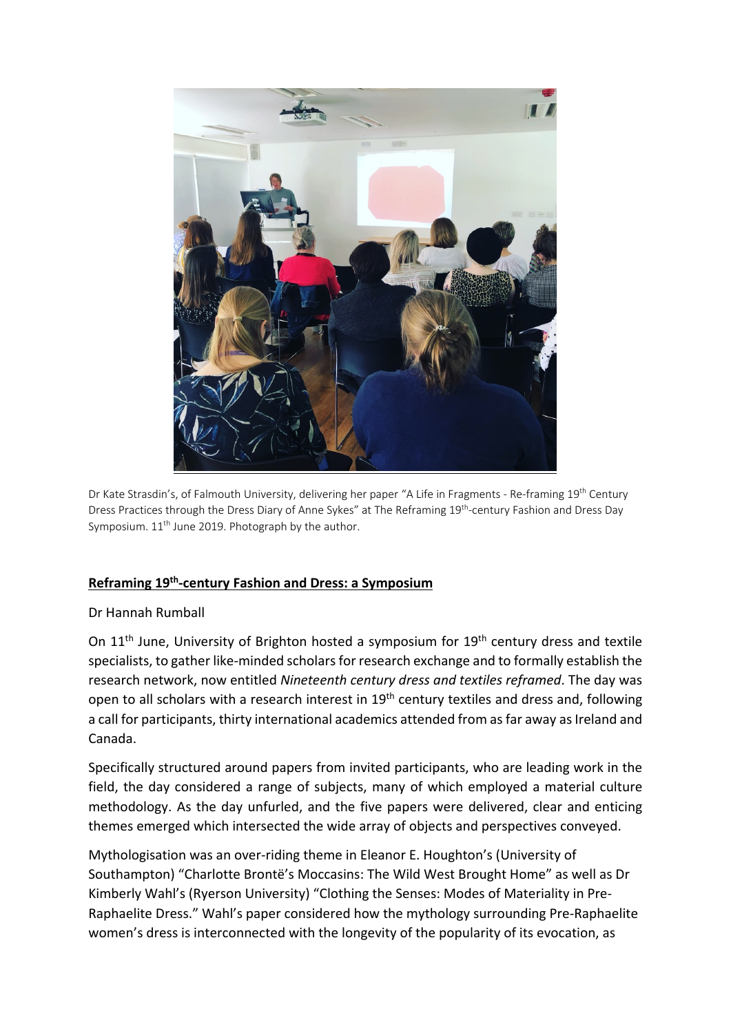Dr Kate Strasdin's, of Falmouth University, delivering her paper "A Life in Fragments - Re-framing 19th Century Dress Practices through the Dress Diary of Anne Sykes" at The Reframing 19th-century Fashion and Dress Day Symposium. 11th June 2019. Photograph by the author.

## Reframing 19th-century Fashion and Dress: a Symposium

Dr Hannah Rumball

On 11th June, University of Brighton hosted a symposium for 19th century dress and textile specialists, to gather like-minded scholars for research exchange and to formally establish the research network, now entitled *Nineteenth century dress and textiles reframed*. The day was open to all scholars with a research interest in 19th century textiles and dress and, following a call for participants, thirty international academics attended from as far away as Ireland and Canada.

Specifically structured around papers from invited participants, who are leading work in the field, the day considered a range of subjects, many of which employed a material culture methodology. As the day unfurled, and the five papers were delivered, clear and enticing themes emerged which intersected the wide array of objects and perspectives conveyed.

Mythologisation was an over-riding theme in Eleanor E. Houghton's (University of Southampton) "Charlotte Brontë's Moccasins: The Wild West Brought Home" as well as Dr Kimberly Wahl's (Ryerson University) "Clothing the Senses: Modes of Materiality in Pre-Raphaelite Dress." Wahl's paper considered how the mythology surrounding Pre-Raphaelite women's dress is interconnected with the longevity of the popularity of its evocation, as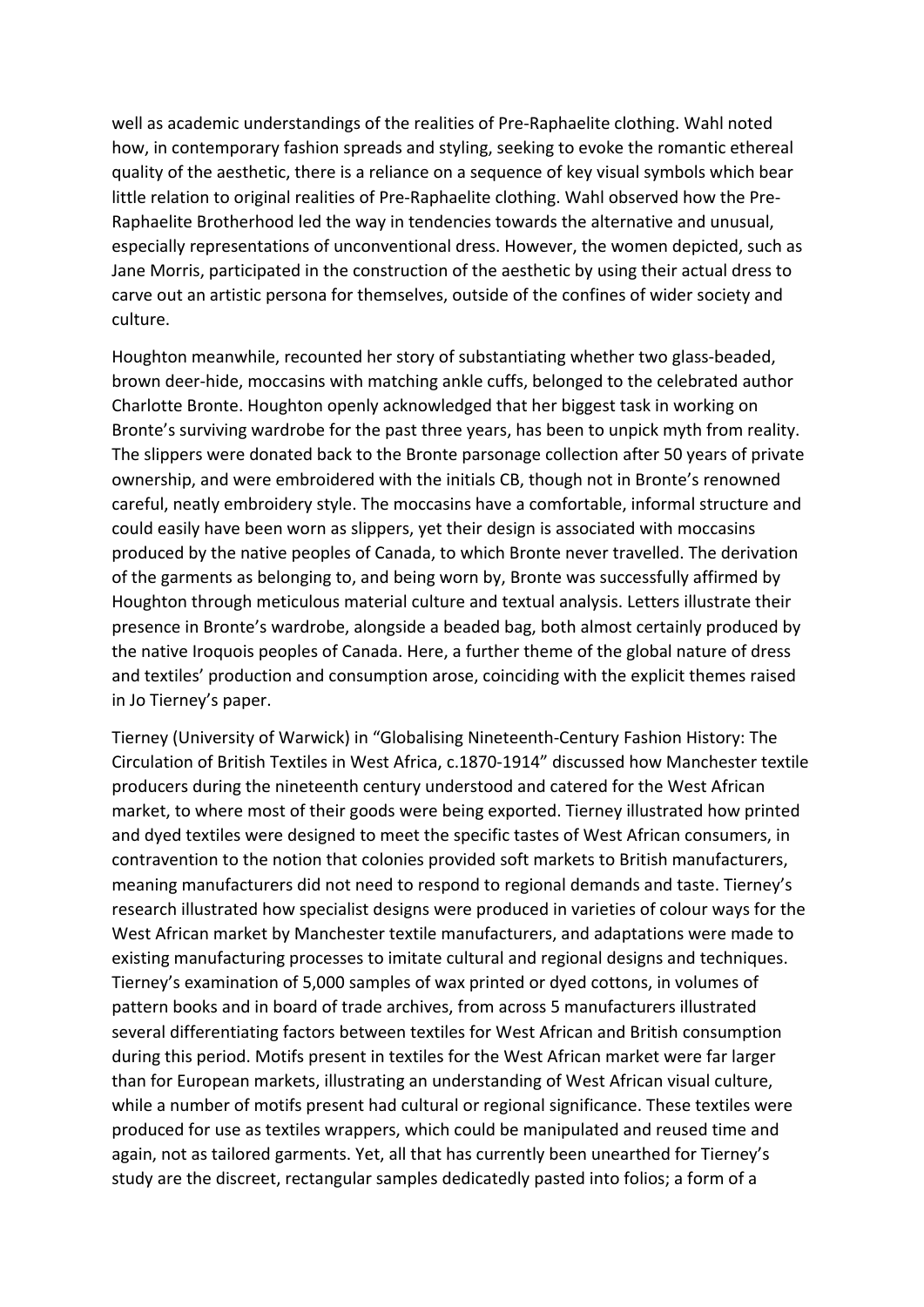well as academic understandings of the realities of Pre-Raphaelite clothing. Wahl noted how, in contemporary fashion spreads and styling, seeking to evoke the romantic ethereal quality of the aesthetic, there is a reliance on a sequence of key visual symbols which bear little relation to original realities of Pre-Raphaelite clothing. Wahl observed how the Pre-Raphaelite Brotherhood led the way in tendencies towards the alternative and unusual, especially representations of unconventional dress. However, the women depicted, such as Jane Morris, participated in the construction of the aesthetic by using their actual dress to carve out an artistic persona for themselves, outside of the confines of wider society and culture.

Houghton meanwhile, recounted her story of substantiating whether two glass-beaded, brown deer-hide, moccasins with matching ankle cuffs, belonged to the celebrated author Charlotte Bronte. Houghton openly acknowledged that her biggest task in working on Bronte's surviving wardrobe for the past three years, has been to unpick myth from reality. The slippers were donated back to the Bronte parsonage collection after 50 years of private ownership, and were embroidered with the initials CB, though not in Bronte's renowned careful, neatly embroidery style. The moccasins have a comfortable, informal structure and could easily have been worn as slippers, yet their design is associated with moccasins produced by the native peoples of Canada, to which Bronte never travelled. The derivation of the garments as belonging to, and being worn by, Bronte was successfully affirmed by Houghton through meticulous material culture and textual analysis. Letters illustrate their presence in Bronte's wardrobe, alongside a beaded bag, both almost certainly produced by the native Iroquois peoples of Canada. Here, a further theme of the global nature of dress and textiles' production and consumption arose, coinciding with the explicit themes raised in Jo Tierney's paper.

Tierney (University of Warwick) in "Globalising Nineteenth-Century Fashion History: The Circulation of British Textiles in West Africa, c.1870-1914" discussed how Manchester textile producers during the nineteenth century understood and catered for the West African market, to where most of their goods were being exported. Tierney illustrated how printed and dyed textiles were designed to meet the specific tastes of West African consumers, in contravention to the notion that colonies provided soft markets to British manufacturers, meaning manufacturers did not need to respond to regional demands and taste. Tierney's research illustrated how specialist designs were produced in varieties of colour ways for the West African market by Manchester textile manufacturers, and adaptations were made to existing manufacturing processes to imitate cultural and regional designs and techniques. Tierney's examination of 5,000 samples of wax printed or dyed cottons, in volumes of pattern books and in board of trade archives, from across 5 manufacturers illustrated several differentiating factors between textiles for West African and British consumption during this period. Motifs present in textiles for the West African market were far larger than for European markets, illustrating an understanding of West African visual culture, while a number of motifs present had cultural or regional significance. These textiles were produced for use as textiles wrappers, which could be manipulated and reused time and again, not as tailored garments. Yet, all that has currently been unearthed for Tierney's study are the discreet, rectangular samples dedicatedly pasted into folios; a form of a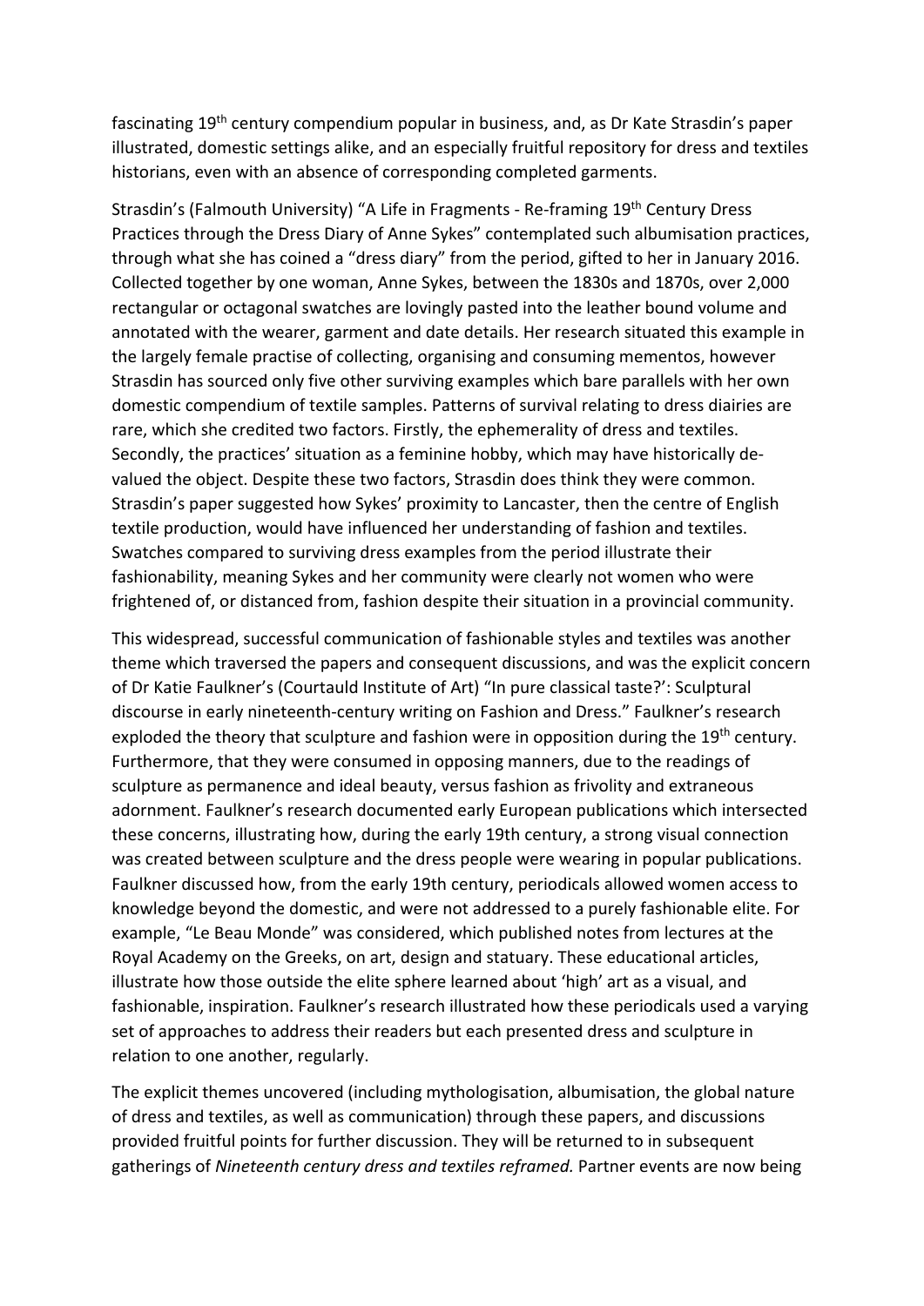fascinating 19th century compendium popular in business, and, as Dr Kate Strasdin's paper illustrated, domestic settings alike, and an especially fruitful repository for dress and textiles historians, even with an absence of corresponding completed garments.

Strasdin's (Falmouth University) "A Life in Fragments - Re-framing 19th Century Dress Practices through the Dress Diary of Anne Sykes" contemplated such albumisation practices, through what she has coined a "dress diary" from the period, gifted to her in January 2016. Collected together by one woman, Anne Sykes, between the 1830s and 1870s, over 2,000 rectangular or octagonal swatches are lovingly pasted into the leather bound volume and annotated with the wearer, garment and date details. Her research situated this example in the largely female practise of collecting, organising and consuming mementos, however Strasdin has sourced only five other surviving examples which bare parallels with her own domestic compendium of textile samples. Patterns of survival relating to dress diairies are rare, which she credited two factors. Firstly, the ephemerality of dress and textiles. Secondly, the practices' situation as a feminine hobby, which may have historically de-valued the object. Despite these two factors, Strasdin does think they were common. Strasdin's paper suggested how Sykes' proximity to Lancaster, then the centre of English textile production, would have influenced her understanding of fashion and textiles. Swatches compared to surviving dress examples from the period illustrate their fashionability, meaning Sykes and her community were clearly not women who were frightened of, or distanced from, fashion despite their situation in a provincial community.

This widespread, successful communication of fashionable styles and textiles was another theme which traversed the papers and consequent discussions, and was the explicit concern of Dr Katie Faulkner's (Courtauld Institute of Art) "In pure classical taste?': Sculptural discourse in early nineteenth-century writing on Fashion and Dress." Faulkner's research exploded the theory that sculpture and fashion were in opposition during the 19th century. Furthermore, that they were consumed in opposing manners, due to the readings of sculpture as permanence and ideal beauty, versus fashion as frivolity and extraneous adornment. Faulkner's research documented early European publications which intersected these concerns, illustrating how, during the early 19th century, a strong visual connection was created between sculpture and the dress people were wearing in popular publications. Faulkner discussed how, from the early 19th century, periodicals allowed women access to knowledge beyond the domestic, and were not addressed to a purely fashionable elite. For example, "Le Beau Monde" was considered, which published notes from lectures at the Royal Academy on the Greeks, on art, design and statuary. These educational articles, illustrate how those outside the elite sphere learned about 'high' art as a visual, and fashionable, inspiration. Faulkner's research illustrated how these periodicals used a varying set of approaches to address their readers but each presented dress and sculpture in relation to one another, regularly.

The explicit themes uncovered (including mythologisation, albumisation, the global nature of dress and textiles, as well as communication) through these papers, and discussions provided fruitful points for further discussion. They will be returned to in subsequent gatherings of *Nineteenth century dress and textiles reframed.* Partner events are now being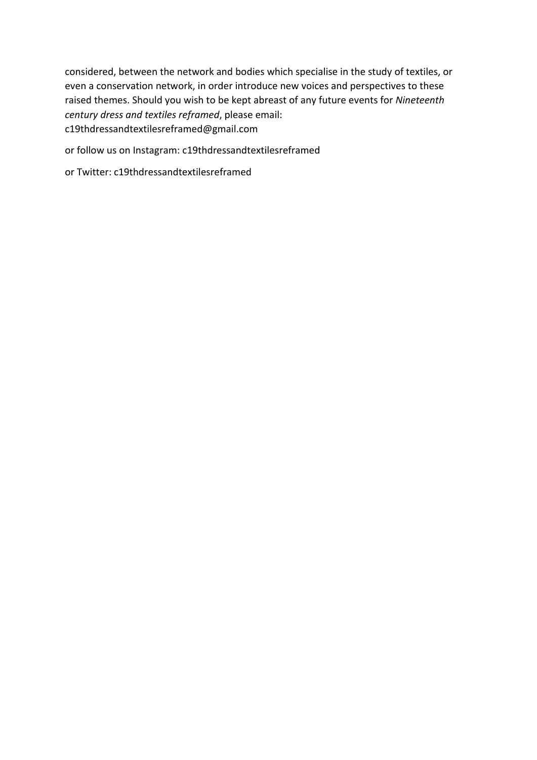considered, between the network and bodies which specialise in the study of textiles, or even a conservation network, in order introduce new voices and perspectives to these raised themes. Should you wish to be kept abreast of any future events for *Nineteenth century dress and textiles reframed*, please email: c19thdressandtextilesreframed@gmail.com

or follow us on Instagram: c19thdressandtextilesreframed

or Twitter: c19thdressandtextilesreframed